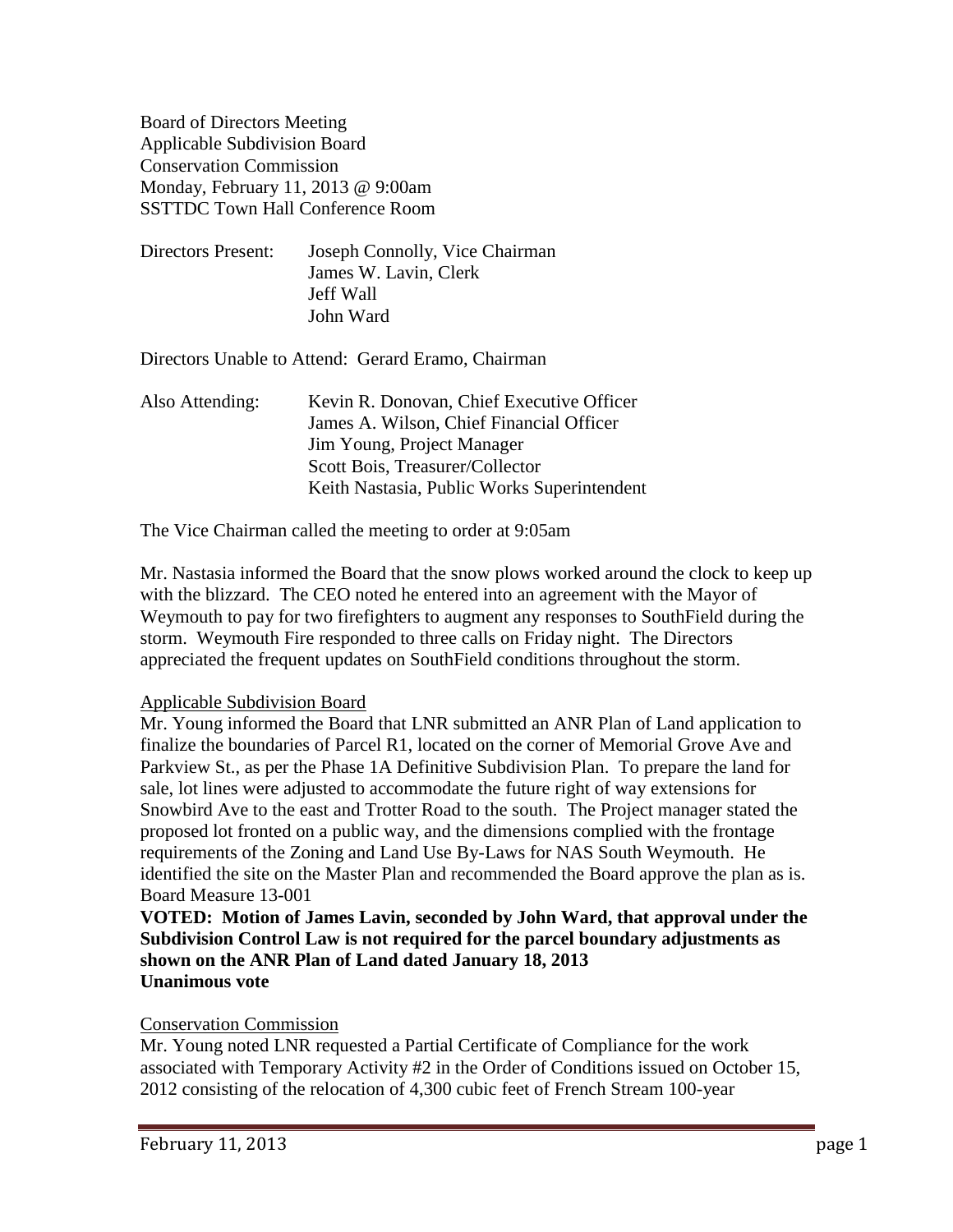Board of Directors Meeting
Applicable Subdivision Board
Conservation Commission
Monday, February 11, 2013 @ 9:00am
SSTTDC Town Hall Conference Room

Directors Present: Joseph Connolly, Vice Chairman
James W. Lavin, Clerk
Jeff Wall
John Ward

Directors Unable to Attend: Gerard Eramo, Chairman

Also Attending: Kevin R. Donovan, Chief Executive Officer
James A. Wilson, Chief Financial Officer
Jim Young, Project Manager
Scott Bois, Treasurer/Collector
Keith Nastasia, Public Works Superintendent

The Vice Chairman called the meeting to order at 9:05am

Mr. Nastasia informed the Board that the snow plows worked around the clock to keep up with the blizzard. The CEO noted he entered into an agreement with the Mayor of Weymouth to pay for two firefighters to augment any responses to SouthField during the storm. Weymouth Fire responded to three calls on Friday night. The Directors appreciated the frequent updates on SouthField conditions throughout the storm.

<u>Applicable Subdivision Board</u>

Mr. Young informed the Board that LNR submitted an ANR Plan of Land application to finalize the boundaries of Parcel R1, located on the corner of Memorial Grove Ave and Parkview St., as per the Phase 1A Definitive Subdivision Plan. To prepare the land for sale, lot lines were adjusted to accommodate the future right of way extensions for Snowbird Ave to the east and Trotter Road to the south. The Project manager stated the proposed lot fronted on a public way, and the dimensions complied with the frontage requirements of the Zoning and Land Use By-Laws for NAS South Weymouth. He identified the site on the Master Plan and recommended the Board approve the plan as is.
Board Measure 13-001

**VOTED: Motion of James Lavin, seconded by John Ward, that approval under the Subdivision Control Law is not required for the parcel boundary adjustments as shown on the ANR Plan of Land dated January 18, 2013**
**Unanimous vote**

<u>Conservation Commission</u>

Mr. Young noted LNR requested a Partial Certificate of Compliance for the work associated with Temporary Activity #2 in the Order of Conditions issued on October 15, 2012 consisting of the relocation of 4,300 cubic feet of French Stream 100-year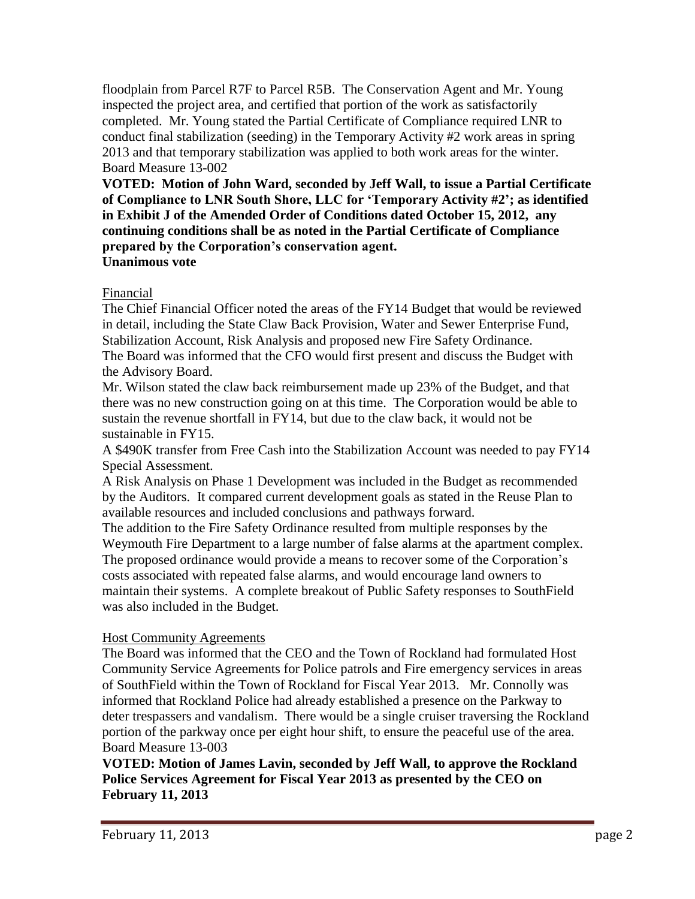floodplain from Parcel R7F to Parcel R5B. The Conservation Agent and Mr. Young inspected the project area, and certified that portion of the work as satisfactorily completed. Mr. Young stated the Partial Certificate of Compliance required LNR to conduct final stabilization (seeding) in the Temporary Activity #2 work areas in spring 2013 and that temporary stabilization was applied to both work areas for the winter.
Board Measure 13-002

**VOTED: Motion of John Ward, seconded by Jeff Wall, to issue a Partial Certificate of Compliance to LNR South Shore, LLC for 'Temporary Activity #2'; as identified in Exhibit J of the Amended Order of Conditions dated October 15, 2012, any continuing conditions shall be as noted in the Partial Certificate of Compliance prepared by the Corporation's conservation agent.**
**Unanimous vote**

Financial

The Chief Financial Officer noted the areas of the FY14 Budget that would be reviewed in detail, including the State Claw Back Provision, Water and Sewer Enterprise Fund, Stabilization Account, Risk Analysis and proposed new Fire Safety Ordinance.
The Board was informed that the CFO would first present and discuss the Budget with the Advisory Board.

Mr. Wilson stated the claw back reimbursement made up 23% of the Budget, and that there was no new construction going on at this time. The Corporation would be able to sustain the revenue shortfall in FY14, but due to the claw back, it would not be sustainable in FY15.

A $490K transfer from Free Cash into the Stabilization Account was needed to pay FY14 Special Assessment.

A Risk Analysis on Phase 1 Development was included in the Budget as recommended by the Auditors. It compared current development goals as stated in the Reuse Plan to available resources and included conclusions and pathways forward.

The addition to the Fire Safety Ordinance resulted from multiple responses by the Weymouth Fire Department to a large number of false alarms at the apartment complex. The proposed ordinance would provide a means to recover some of the Corporation's costs associated with repeated false alarms, and would encourage land owners to maintain their systems. A complete breakout of Public Safety responses to SouthField was also included in the Budget.

Host Community Agreements

The Board was informed that the CEO and the Town of Rockland had formulated Host Community Service Agreements for Police patrols and Fire emergency services in areas of SouthField within the Town of Rockland for Fiscal Year 2013. Mr. Connolly was informed that Rockland Police had already established a presence on the Parkway to deter trespassers and vandalism. There would be a single cruiser traversing the Rockland portion of the parkway once per eight hour shift, to ensure the peaceful use of the area.
Board Measure 13-003

**VOTED: Motion of James Lavin, seconded by Jeff Wall, to approve the Rockland Police Services Agreement for Fiscal Year 2013 as presented by the CEO on February 11, 2013**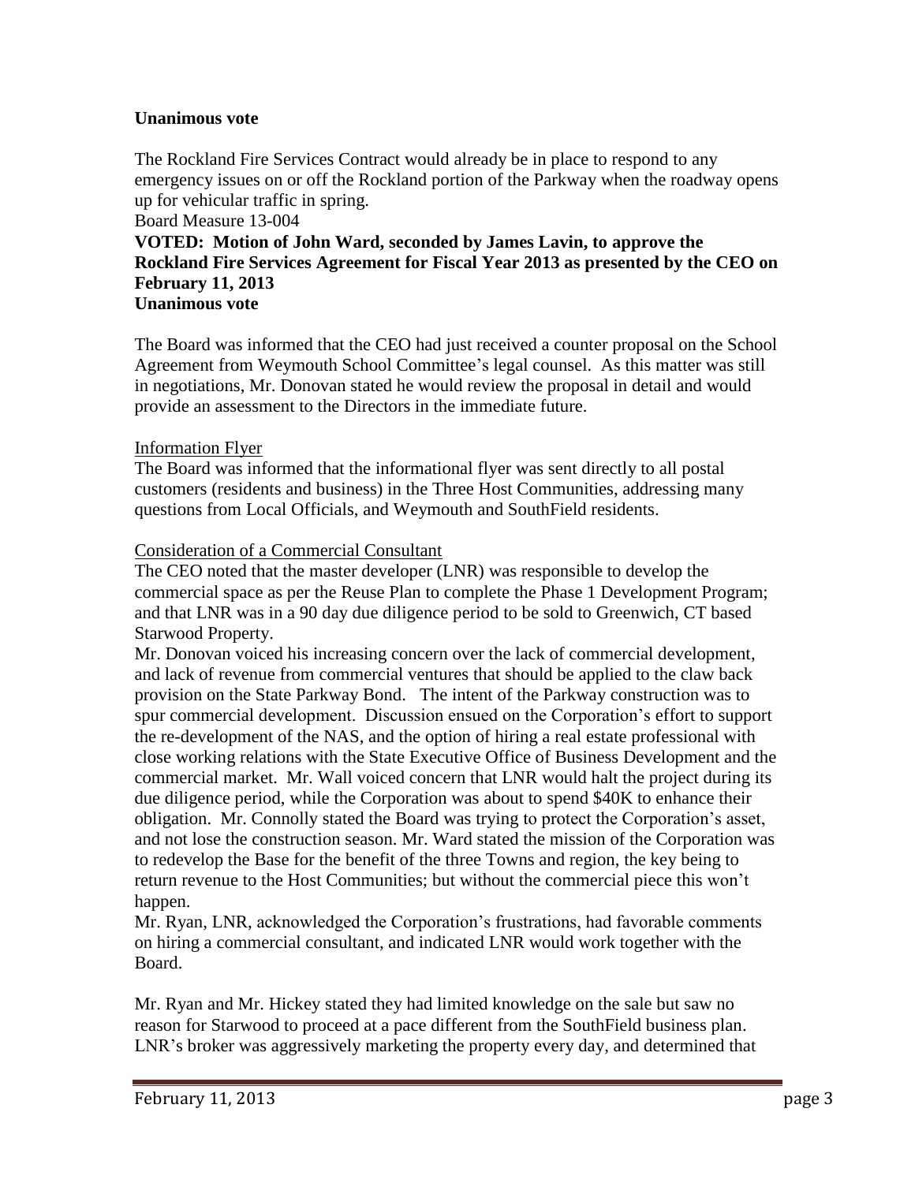**Unanimous vote**

The Rockland Fire Services Contract would already be in place to respond to any emergency issues on or off the Rockland portion of the Parkway when the roadway opens up for vehicular traffic in spring.

Board Measure 13-004

**VOTED: Motion of John Ward, seconded by James Lavin, to approve the Rockland Fire Services Agreement for Fiscal Year 2013 as presented by the CEO on February 11, 2013**
**Unanimous vote**

The Board was informed that the CEO had just received a counter proposal on the School Agreement from Weymouth School Committee's legal counsel. As this matter was still in negotiations, Mr. Donovan stated he would review the proposal in detail and would provide an assessment to the Directors in the immediate future.

Information Flyer

The Board was informed that the informational flyer was sent directly to all postal customers (residents and business) in the Three Host Communities, addressing many questions from Local Officials, and Weymouth and SouthField residents.

Consideration of a Commercial Consultant

The CEO noted that the master developer (LNR) was responsible to develop the commercial space as per the Reuse Plan to complete the Phase 1 Development Program; and that LNR was in a 90 day due diligence period to be sold to Greenwich, CT based Starwood Property.

Mr. Donovan voiced his increasing concern over the lack of commercial development, and lack of revenue from commercial ventures that should be applied to the claw back provision on the State Parkway Bond. The intent of the Parkway construction was to spur commercial development. Discussion ensued on the Corporation's effort to support the re-development of the NAS, and the option of hiring a real estate professional with close working relations with the State Executive Office of Business Development and the commercial market. Mr. Wall voiced concern that LNR would halt the project during its due diligence period, while the Corporation was about to spend $40K to enhance their obligation. Mr. Connolly stated the Board was trying to protect the Corporation's asset, and not lose the construction season. Mr. Ward stated the mission of the Corporation was to redevelop the Base for the benefit of the three Towns and region, the key being to return revenue to the Host Communities; but without the commercial piece this won't happen.

Mr. Ryan, LNR, acknowledged the Corporation's frustrations, had favorable comments on hiring a commercial consultant, and indicated LNR would work together with the Board.

Mr. Ryan and Mr. Hickey stated they had limited knowledge on the sale but saw no reason for Starwood to proceed at a pace different from the SouthField business plan. LNR's broker was aggressively marketing the property every day, and determined that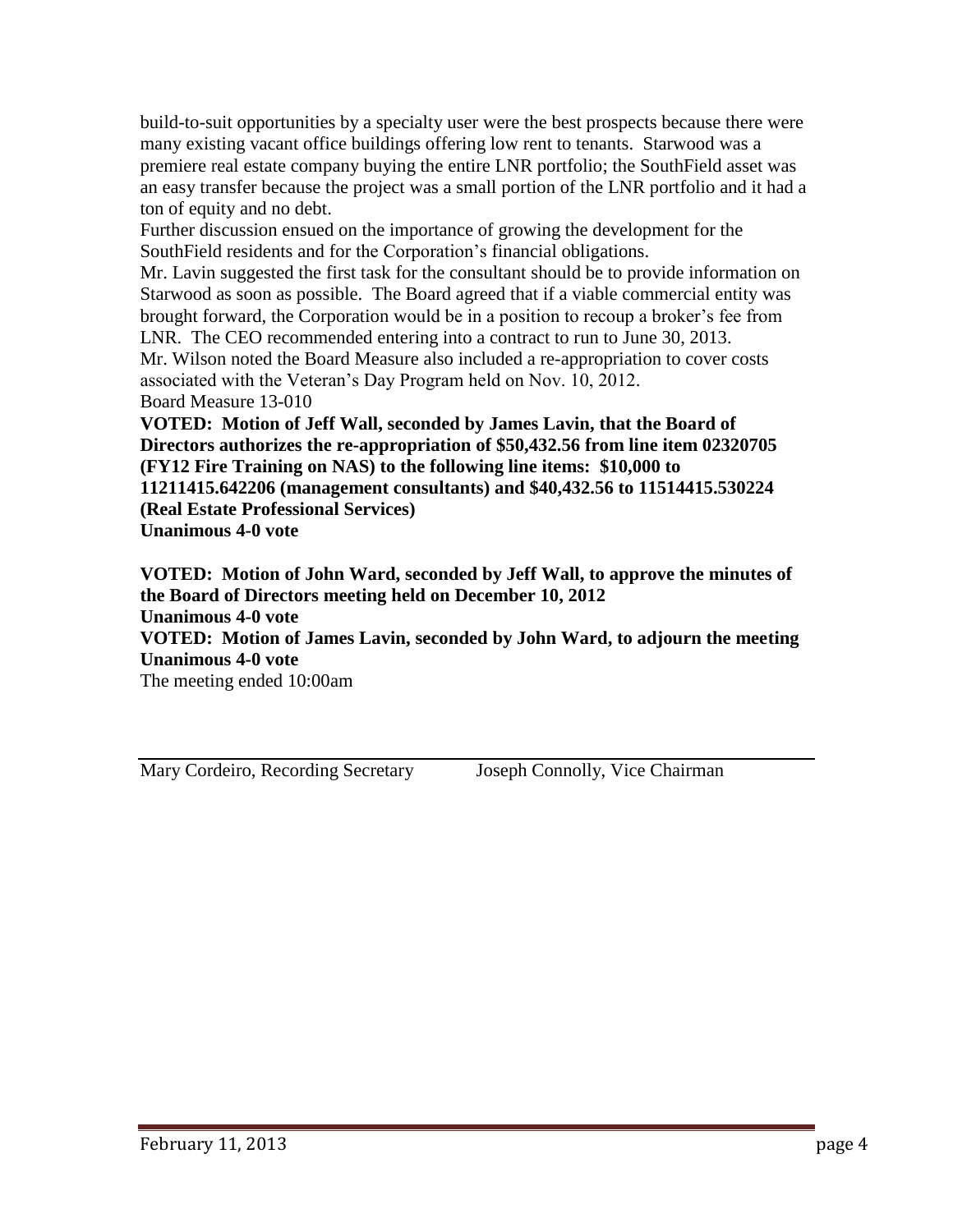build-to-suit opportunities by a specialty user were the best prospects because there were many existing vacant office buildings offering low rent to tenants. Starwood was a premiere real estate company buying the entire LNR portfolio; the SouthField asset was an easy transfer because the project was a small portion of the LNR portfolio and it had a ton of equity and no debt.

Further discussion ensued on the importance of growing the development for the SouthField residents and for the Corporation's financial obligations.

Mr. Lavin suggested the first task for the consultant should be to provide information on Starwood as soon as possible. The Board agreed that if a viable commercial entity was brought forward, the Corporation would be in a position to recoup a broker's fee from LNR. The CEO recommended entering into a contract to run to June 30, 2013.

Mr. Wilson noted the Board Measure also included a re-appropriation to cover costs associated with the Veteran's Day Program held on Nov. 10, 2012.

Board Measure 13-010

**VOTED: Motion of Jeff Wall, seconded by James Lavin, that the Board of Directors authorizes the re-appropriation of $50,432.56 from line item 02320705 (FY12 Fire Training on NAS) to the following line items: $10,000 to 11211415.642206 (management consultants) and $40,432.56 to 11514415.530224 (Real Estate Professional Services)**
**Unanimous 4-0 vote**

**VOTED: Motion of John Ward, seconded by Jeff Wall, to approve the minutes of the Board of Directors meeting held on December 10, 2012**
**Unanimous 4-0 vote**
**VOTED: Motion of James Lavin, seconded by John Ward, to adjourn the meeting**
**Unanimous 4-0 vote**

The meeting ended 10:00am

Mary Cordeiro, Recording Secretary　　　Joseph Connolly, Vice Chairman